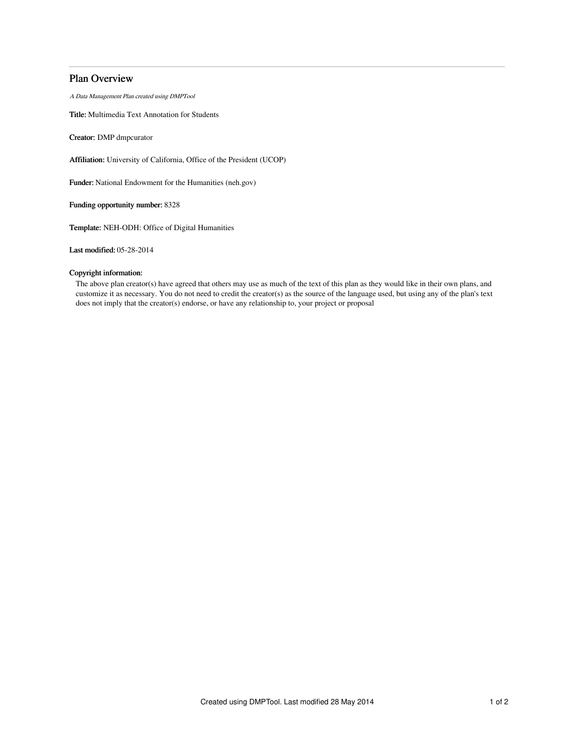## Plan Overview

*A Data Management Plan created using DMPTool*

**Title:** Multimedia Text Annotation for Students

**Creator:** DMP dmpcurator

**Affiliation:** University of California, Office of the President (UCOP)

**Funder:** National Endowment for the Humanities (neh.gov)

**Funding opportunity number:** 8328

**Template:** NEH-ODH: Office of Digital Humanities

**Last modified:** 05-28-2014

**Copyright information:**

The above plan creator(s) have agreed that others may use as much of the text of this plan as they would like in their own plans, and customize it as necessary. You do not need to credit the creator(s) as the source of the language used, but using any of the plan's text does not imply that the creator(s) endorse, or have any relationship to, your project or proposal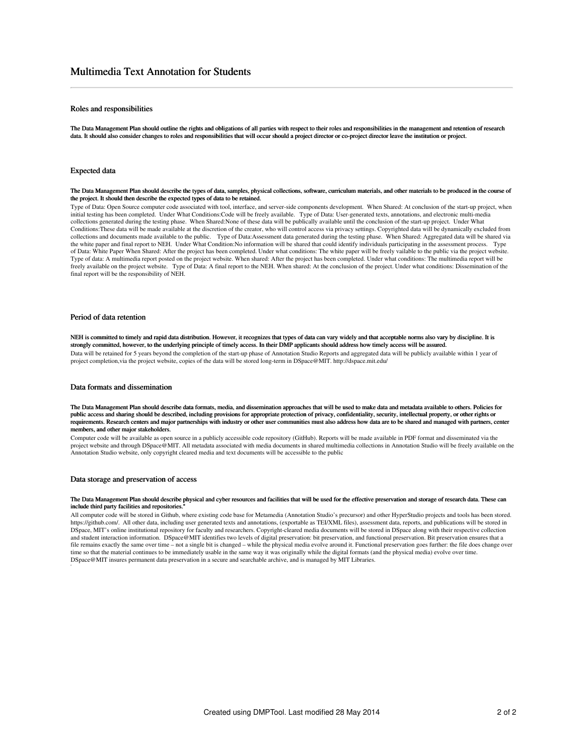# Multimedia Text Annotation for Students

## Roles and responsibilities

**The Data Management Plan should outline the rights and obligations of all parties with respect to their roles and responsibilities in the management and retention of research data. It should also consider changes to roles and responsibilities that will occur should a project director or co-project director leave the institution or project.**

## Expected data

**The Data Management Plan should describe the types of data, samples, physical collections, software, curriculum materials, and other materials to be produced in the course of the project. It should then describe the expected types of data to be retained.**

Type of Data: Open Source computer code associated with tool, interface, and server-side components development. When Shared: At conclusion of the start-up project, when initial testing has been completed. Under What Conditions:Code will be freely available. Type of Data: User-generated texts, annotations, and electronic multi-media collections generated during the testing phase. When Shared:None of these data will be publically available until the conclusion of the start-up project. Under What Conditions:These data will be made available at the discretion of the creator, who will control access via privacy settings. Copyrighted data will be dynamically excluded from collections and documents made available to the public. Type of Data:Assessment data generated during the testing phase. When Shared: Aggregated data will be shared via the white paper and final report to NEH. Under What Condition:No information will be shared that could identify individuals participating in the assessment process. Type of Data: White Paper When Shared: After the project has been completed. Under what conditions: The white paper will be freely vailable to the public via the project website. Type of data: A multimedia report posted on the project website. When shared: After the project has been completed. Under what conditions: The multimedia report will be freely available on the project website. Type of Data: A final report to the NEH. When shared: At the conclusion of the project. Under what conditions: Dissemination of the final report will be the responsibility of NEH.

## Period of data retention

**NEH is committed to timely and rapid data distribution. However, it recognizes that types of data can vary widely and that acceptable norms also vary by discipline. It is strongly committed, however, to the underlying principle of timely access. In their DMP applicants should address how timely access will be assured.**

Data will be retained for 5 years beyond the completion of the start-up phase of Annotation Studio Reports and aggregated data will be publicly available within 1 year of project completion,via the project website, copies of the data will be stored long-term in DSpace@MIT. http://dspace.mit.edu/

## Data formats and dissemination

**The Data Management Plan should describe data formats, media, and dissemination approaches that will be used to make data and metadata available to others. Policies for public access and sharing should be described, including provisions for appropriate protection of privacy, confidentiality, security, intellectual property, or other rights or requirements. Research centers and major partnerships with industry or other user communities must also address how data are to be shared and managed with partners, center members, and other major stakeholders.**

Computer code will be available as open source in a publicly accessible code repository (GitHub). Reports will be made available in PDF format and disseminated via the project website and through DSpace@MIT. All metadata associated with media documents in shared multimedia collections in Annotation Studio will be freely available on the Annotation Studio website, only copyright cleared media and text documents will be accessible to the public

## Data storage and preservation of access

**The Data Management Plan should describe physical and cyber resources and facilities that will be used for the effective preservation and storage of research data. These can include third party facilities and repositories."**

All computer code will be stored in Github, where existing code base for Metamedia (Annotation Studio's precursor) and other HyperStudio projects and tools has been stored. https://github.com/. All other data, including user generated texts and annotations, (exportable as TEI/XML files), assessment data, reports, and publications will be stored in DSpace, MIT's online institutional repository for faculty and researchers. Copyright-cleared media documents will be stored in DSpace along with their respective collection and student interaction information. DSpace@MIT identifies two levels of digital preservation: bit preservation, and functional preservation. Bit preservation ensures that a file remains exactly the same over time – not a single bit is changed – while the physical media evolve around it. Functional preservation goes further: the file does change over time so that the material continues to be immediately usable in the same way it was originally while the digital formats (and the physical media) evolve over time. DSpace@MIT insures permanent data preservation in a secure and searchable archive, and is managed by MIT Libraries.

Created using DMPTool. Last modified 28 May 2014